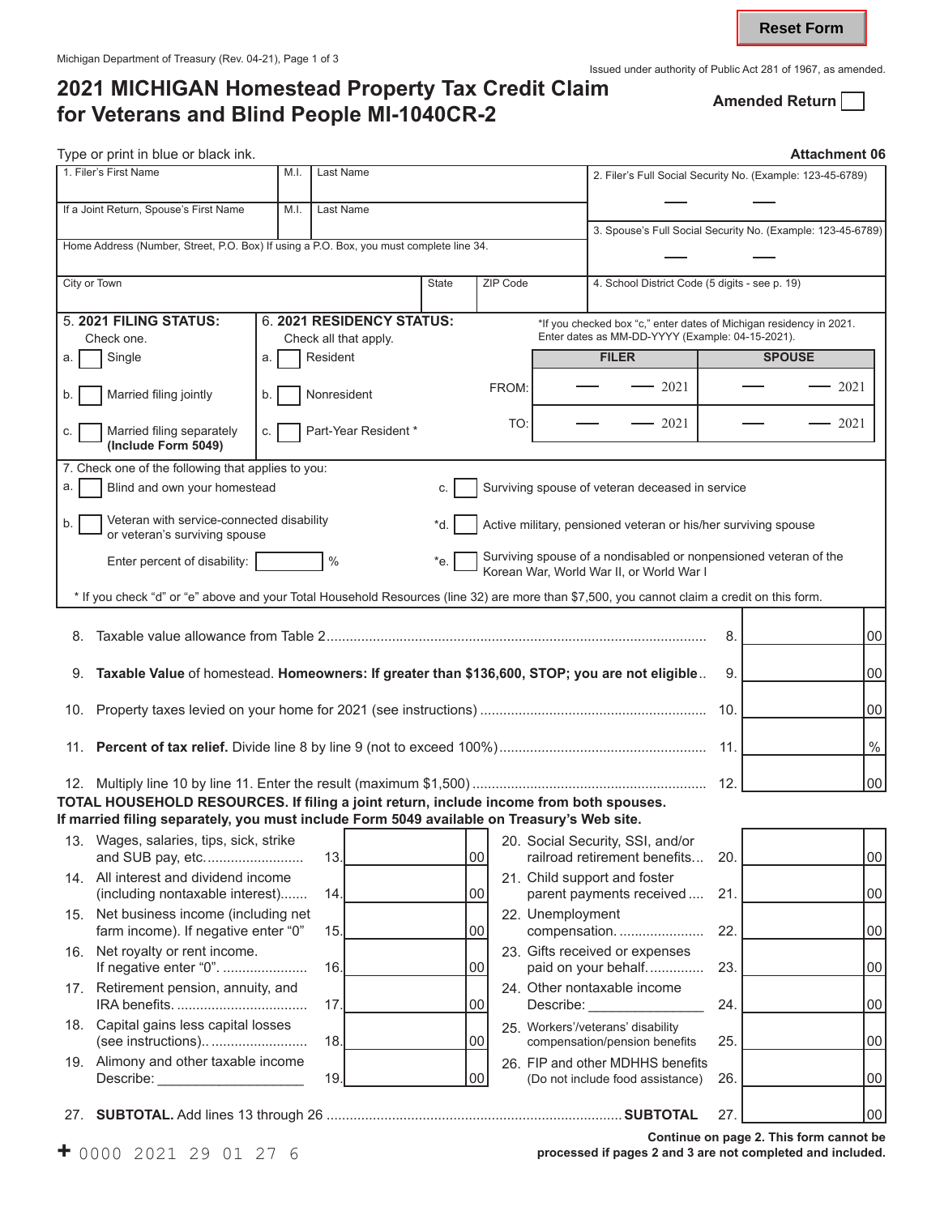Reset Form

Michigan Department of Treasury (Rev. 04-21), Page 1 of 3

Issued under authority of Public Act 281 of 1967, as amended.

# 2021 MICHIGAN Homestead Property Tax Credit Claim for Veterans and Blind People MI-1040CR-2

Amended Return ☐

Type or print in blue or black ink. **Attachment 06**

| 1. Filer's First Name | M.I. | Last Name | 2. Filer's Full Social Security No. (Example: 123-45-6789) |
|---|---|---|---|
| If a Joint Return, Spouse's First Name | M.I. | Last Name | 3. Spouse's Full Social Security No. (Example: 123-45-6789) |
| Home Address (Number, Street, P.O. Box) If using a P.O. Box, you must complete line 34. | | | |
| City or Town | State | ZIP Code | 4. School District Code (5 digits - see p. 19) |

**5. 2021 FILING STATUS:** Check one.
- a. ☐ Single
- b. ☐ Married filing jointly
- c. ☐ Married filing separately **(Include Form 5049)**

**6. 2021 RESIDENCY STATUS:** Check all that apply.
- a. ☐ Resident
- b. ☐ Nonresident
- c. ☐ Part-Year Resident *

*If you checked box "c," enter dates of Michigan residency in 2021. Enter dates as MM-DD-YYYY (Example: 04-15-2021).

| | FILER | SPOUSE |
|---|---|---|
| FROM: | — — 2021 | — — 2021 |
| TO: | — — 2021 | — — 2021 |

7. Check one of the following that applies to you:
- a. ☐ Blind and own your homestead
- b. ☐ Veteran with service-connected disability or veteran's surviving spouse
  Enter percent of disability: ______ %
- c. ☐ Surviving spouse of veteran deceased in service
- *d. ☐ Active military, pensioned veteran or his/her surviving spouse
- *e. ☐ Surviving spouse of a nondisabled or nonpensioned veteran of the Korean War, World War II, or World War I

\* If you check "d" or "e" above and your Total Household Resources (line 32) are more than $7,500, you cannot claim a credit on this form.

| | | |
|---|---|---|
| 8. Taxable value allowance from Table 2 | 8. | 00 |
| 9. **Taxable Value** of homestead. **Homeowners: If greater than $136,600, STOP; you are not eligible** | 9. | 00 |
| 10. Property taxes levied on your home for 2021 (see instructions) | 10. | 00 |
| 11. **Percent of tax relief.** Divide line 8 by line 9 (not to exceed 100%) | 11. | % |
| 12. Multiply line 10 by line 11. Enter the result (maximum $1,500) | 12. | 00 |

**TOTAL HOUSEHOLD RESOURCES. If filing a joint return, include income from both spouses. If married filing separately, you must include Form 5049 available on Treasury's Web site.**

| | | | | | |
|---|---|---|---|---|---|
| 13. Wages, salaries, tips, sick, strike and SUB pay, etc. | 13. | 00 | 20. Social Security, SSI, and/or railroad retirement benefits | 20. | 00 |
| 14. All interest and dividend income (including nontaxable interest) | 14. | 00 | 21. Child support and foster parent payments received | 21. | 00 |
| 15. Net business income (including net farm income). If negative enter "0" | 15. | 00 | 22. Unemployment compensation | 22. | 00 |
| 16. Net royalty or rent income. If negative enter "0". | 16. | 00 | 23. Gifts received or expenses paid on your behalf | 23. | 00 |
| 17. Retirement pension, annuity, and IRA benefits | 17. | 00 | 24. Other nontaxable income Describe: ____________ | 24. | 00 |
| 18. Capital gains less capital losses (see instructions) | 18. | 00 | 25. Workers'/veterans' disability compensation/pension benefits | 25. | 00 |
| 19. Alimony and other taxable income Describe: ____________ | 19. | 00 | 26. FIP and other MDHHS benefits (Do not include food assistance) | 26. | 00 |

| | | |
|---|---|---|
| 27. **SUBTOTAL.** Add lines 13 through 26 ........ **SUBTOTAL** | 27. | 00 |

+ 0000 2021 29 01 27 6

**Continue on page 2. This form cannot be processed if pages 2 and 3 are not completed and included.**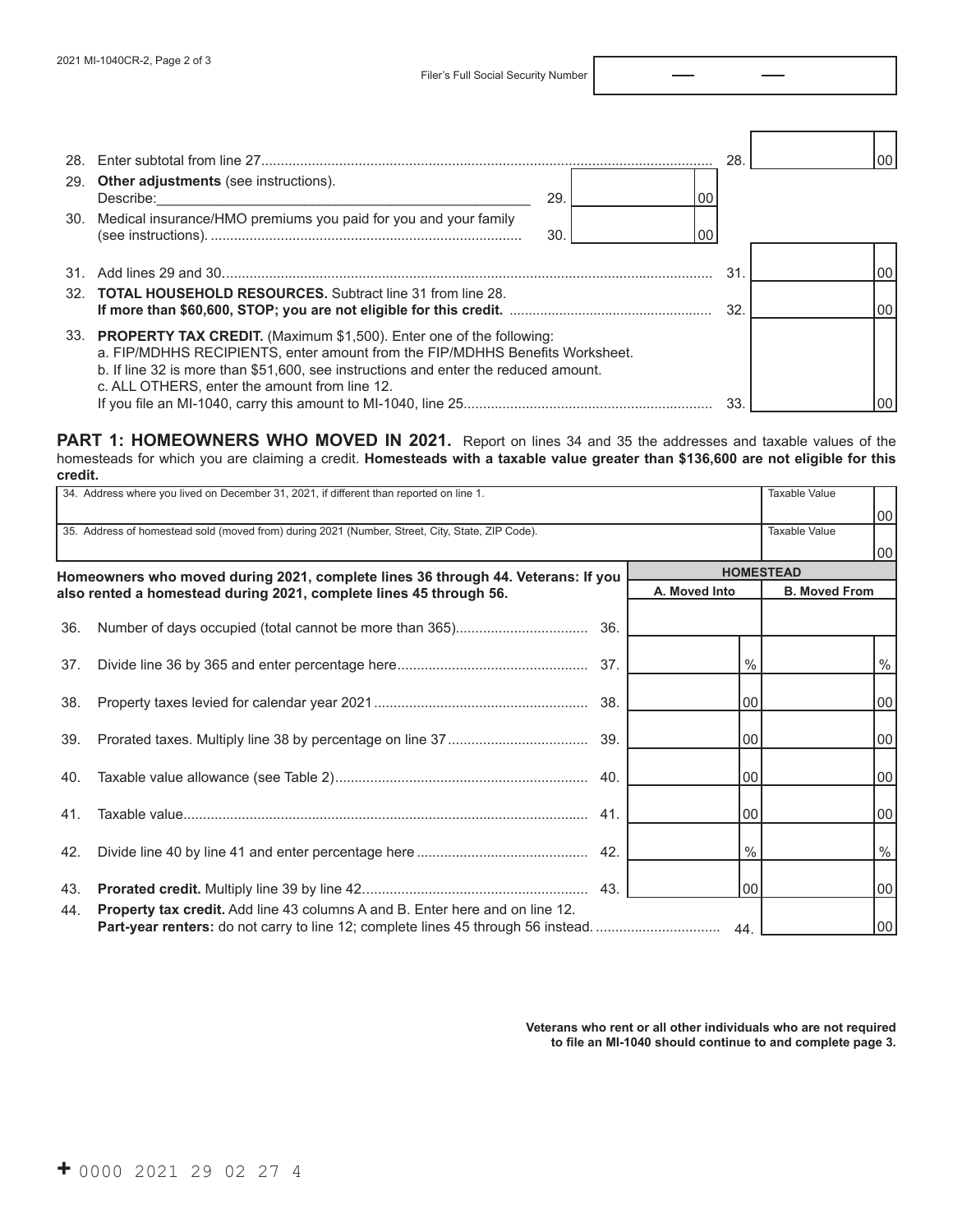Filer's Full Social Security Number

28. Enter subtotal from line 27 .................................................... 28. ______ 00

29. **Other adjustments** (see instructions).
Describe:______________________________ 29. ______ 00

30. Medical insurance/HMO premiums you paid for you and your family (see instructions). ............................................ 30. ______ 00

31. Add lines 29 and 30 .................................................... 31. ______ 00

32. **TOTAL HOUSEHOLD RESOURCES.** Subtract line 31 from line 28.
**If more than $60,600, STOP; you are not eligible for this credit.** .......... 32. ______ 00

33. **PROPERTY TAX CREDIT.** (Maximum $1,500). Enter one of the following:
a. FIP/MDHHS RECIPIENTS, enter amount from the FIP/MDHHS Benefits Worksheet.
b. If line 32 is more than $51,600, see instructions and enter the reduced amount.
c. ALL OTHERS, enter the amount from line 12.
If you file an MI-1040, carry this amount to MI-1040, line 25 .......... 33. ______ 00

## PART 1: HOMEOWNERS WHO MOVED IN 2021.

Report on lines 34 and 35 the addresses and taxable values of the homesteads for which you are claiming a credit. **Homesteads with a taxable value greater than $136,600 are not eligible for this credit.**

| | Taxable Value |
|---|---|
| 34. Address where you lived on December 31, 2021, if different than reported on line 1. | 00 |
| 35. Address of homestead sold (moved from) during 2021 (Number, Street, City, State, ZIP Code). | 00 |

**Homeowners who moved during 2021, complete lines 36 through 44. Veterans: If you also rented a homestead during 2021, complete lines 45 through 56.**

| | | HOMESTEAD | |
|---|---|---|---|
| | | A. Moved Into | B. Moved From |
| 36. Number of days occupied (total cannot be more than 365) | 36. | | |
| 37. Divide line 36 by 365 and enter percentage here | 37. | % | % |
| 38. Property taxes levied for calendar year 2021 | 38. | 00 | 00 |
| 39. Prorated taxes. Multiply line 38 by percentage on line 37 | 39. | 00 | 00 |
| 40. Taxable value allowance (see Table 2) | 40. | 00 | 00 |
| 41. Taxable value | 41. | 00 | 00 |
| 42. Divide line 40 by line 41 and enter percentage here | 42. | % | % |
| 43. **Prorated credit.** Multiply line 39 by line 42 | 43. | 00 | 00 |

44. **Property tax credit.** Add line 43 columns A and B. Enter here and on line 12.
**Part-year renters:** do not carry to line 12; complete lines 45 through 56 instead. .......... 44. ______ 00

**Veterans who rent or all other individuals who are not required to file an MI-1040 should continue to and complete page 3.**

+ 0000 2021 29 02 27 4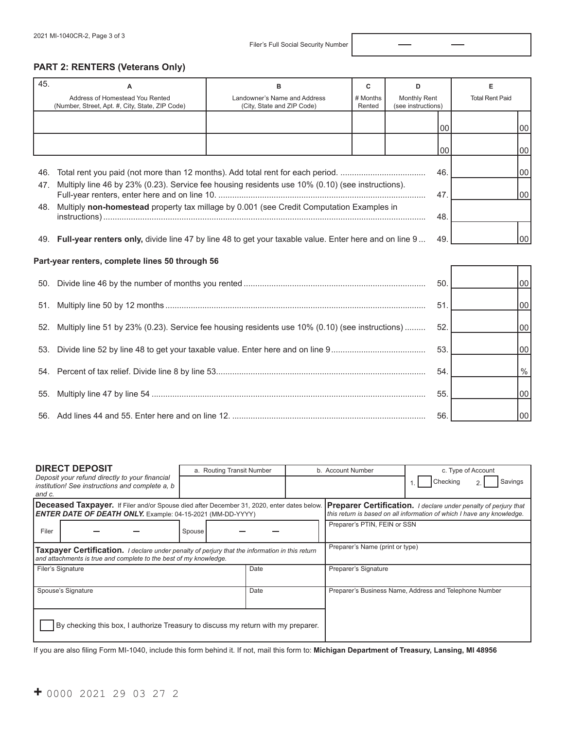Filer's Full Social Security Number

## PART 2: RENTERS (Veterans Only)

| 45. A<br>Address of Homestead You Rented<br>(Number, Street, Apt. #, City, State, ZIP Code) | B<br>Landowner's Name and Address<br>(City, State and ZIP Code) | C<br># Months<br>Rented | D<br>Monthly Rent<br>(see instructions) | E<br>Total Rent Paid |
|---|---|---|---|---|
| | | | 00 | 00 |
| | | | 00 | 00 |

| | | | |
|---|---|---|---|
| 46. | Total rent you paid (not more than 12 months). Add total rent for each period. | 46. | 00 |
| 47. | Multiply line 46 by 23% (0.23). Service fee housing residents use 10% (0.10) (see instructions). Full-year renters, enter here and on line 10. | 47. | 00 |
| 48. | Multiply **non-homestead** property tax millage by 0.001 (see Credit Computation Examples in instructions) | 48. | |
| 49. | **Full-year renters only,** divide line 47 by line 48 to get your taxable value. Enter here and on line 9 | 49. | 00 |

**Part-year renters, complete lines 50 through 56**

| | | | |
|---|---|---|---|
| 50. | Divide line 46 by the number of months you rented | 50. | 00 |
| 51. | Multiply line 50 by 12 months | 51. | 00 |
| 52. | Multiply line 51 by 23% (0.23). Service fee housing residents use 10% (0.10) (see instructions) | 52. | 00 |
| 53. | Divide line 52 by line 48 to get your taxable value. Enter here and on line 9 | 53. | 00 |
| 54. | Percent of tax relief. Divide line 8 by line 53 | 54. | % |
| 55. | Multiply line 47 by line 54 | 55. | 00 |
| 56. | Add lines 44 and 55. Enter here and on line 12. | 56. | 00 |

**DIRECT DEPOSIT**
*Deposit your refund directly to your financial institution! See instructions and complete a, b and c.*

| a. Routing Transit Number | b. Account Number | c. Type of Account |
|---|---|---|
| | | 1. ☐ Checking 2. ☐ Savings |

**Deceased Taxpayer.** If Filer and/or Spouse died after December 31, 2020, enter dates below. ***ENTER DATE OF DEATH ONLY.*** Example: 04-15-2021 (MM-DD-YYYY)

Filer ___ — ___ — ___ Spouse ___ — ___ — ___

**Taxpayer Certification.** *I declare under penalty of perjury that the information in this return and attachments is true and complete to the best of my knowledge.*

| Filer's Signature | Date |
|---|---|
| Spouse's Signature | Date |

☐ By checking this box, I authorize Treasury to discuss my return with my preparer.

**Preparer Certification.** *I declare under penalty of perjury that this return is based on all information of which I have any knowledge.*

Preparer's PTIN, FEIN or SSN

Preparer's Name (print or type)

Preparer's Signature

Preparer's Business Name, Address and Telephone Number

If you are also filing Form MI-1040, include this form behind it. If not, mail this form to: **Michigan Department of Treasury, Lansing, MI 48956**

+ 0000 2021 29 03 27 2